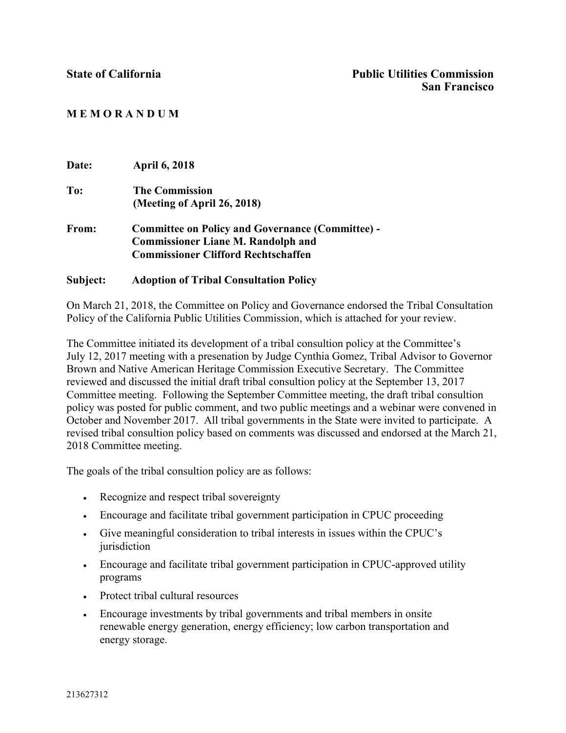**State of California** **Public Utilities Commission**
**San Francisco**

**M E M O R A N D U M**

**Date:** **April 6, 2018**

**To:** **The Commission**
**(Meeting of April 26, 2018)**

**From:** **Committee on Policy and Governance (Committee) -**
**Commissioner Liane M. Randolph and**
**Commissioner Clifford Rechtschaffen**

**Subject:** **Adoption of Tribal Consultation Policy**

On March 21, 2018, the Committee on Policy and Governance endorsed the Tribal Consultation Policy of the California Public Utilities Commission, which is attached for your review.

The Committee initiated its development of a tribal consultion policy at the Committee's July 12, 2017 meeting with a presenation by Judge Cynthia Gomez, Tribal Advisor to Governor Brown and Native American Heritage Commission Executive Secretary. The Committee reviewed and discussed the initial draft tribal consultion policy at the September 13, 2017 Committee meeting. Following the September Committee meeting, the draft tribal consultion policy was posted for public comment, and two public meetings and a webinar were convened in October and November 2017. All tribal governments in the State were invited to participate. A revised tribal consultion policy based on comments was discussed and endorsed at the March 21, 2018 Committee meeting.

The goals of the tribal consultion policy are as follows:

- Recognize and respect tribal sovereignty
- Encourage and facilitate tribal government participation in CPUC proceeding
- Give meaningful consideration to tribal interests in issues within the CPUC's jurisdiction
- Encourage and facilitate tribal government participation in CPUC-approved utility programs
- Protect tribal cultural resources
- Encourage investments by tribal governments and tribal members in onsite renewable energy generation, energy efficiency; low carbon transportation and energy storage.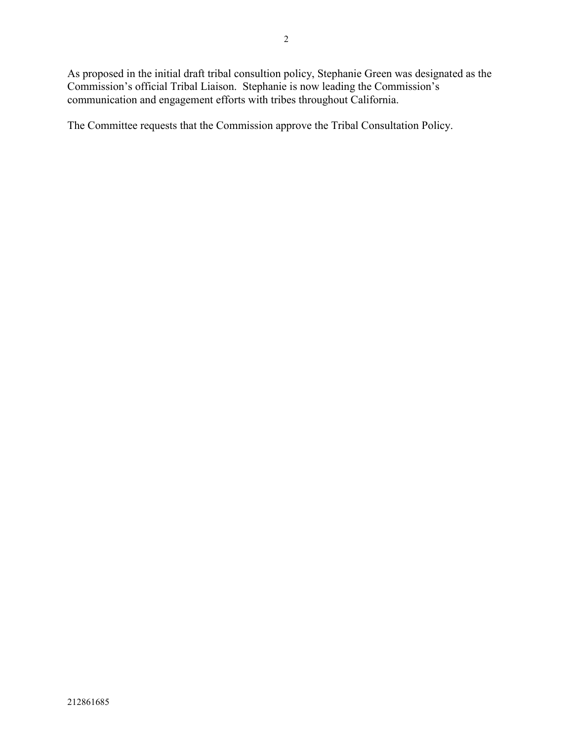As proposed in the initial draft tribal consultion policy, Stephanie Green was designated as the Commission's official Tribal Liaison. Stephanie is now leading the Commission's communication and engagement efforts with tribes throughout California.

The Committee requests that the Commission approve the Tribal Consultation Policy.

212861685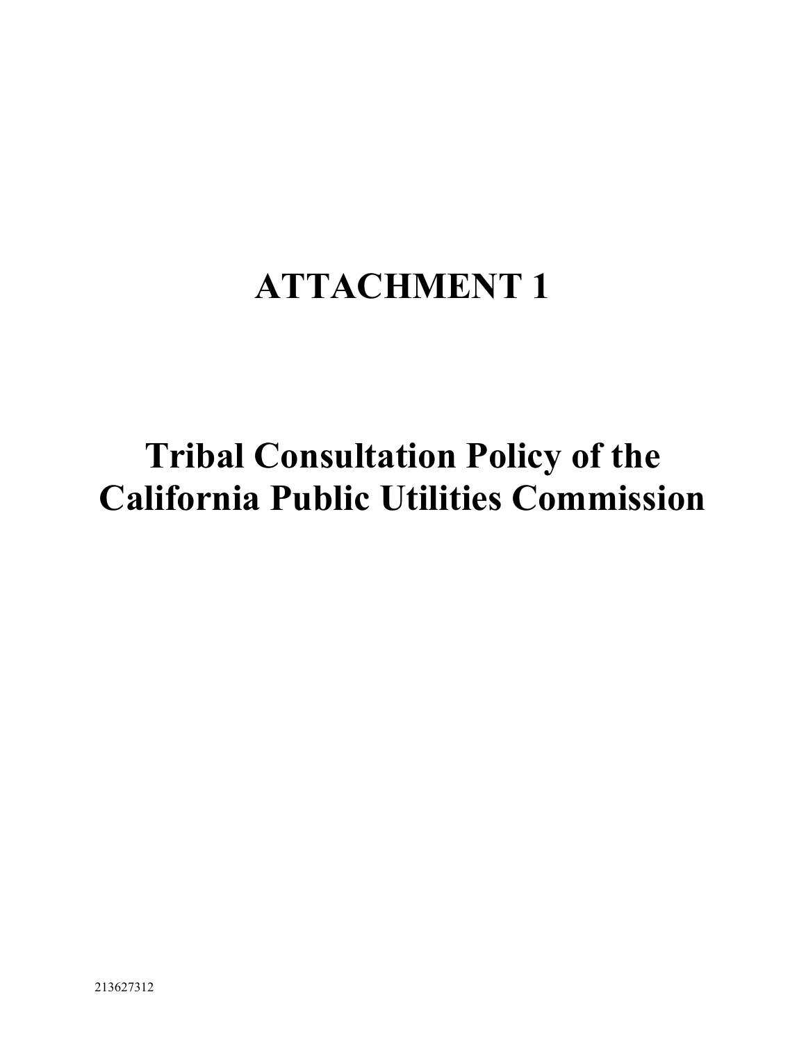# ATTACHMENT 1

# Tribal Consultation Policy of the California Public Utilities Commission

213627312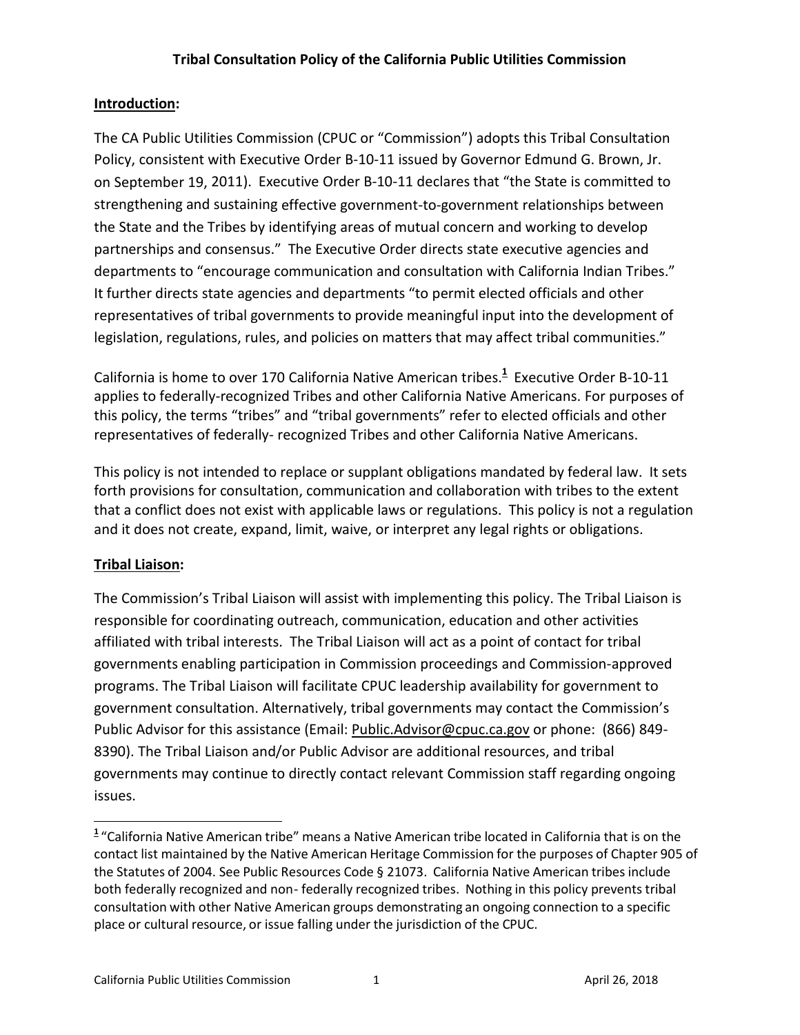# Tribal Consultation Policy of the California Public Utilities Commission

## Introduction:

The CA Public Utilities Commission (CPUC or "Commission") adopts this Tribal Consultation Policy, consistent with Executive Order B-10-11 issued by Governor Edmund G. Brown, Jr. on September 19, 2011). Executive Order B-10-11 declares that "the State is committed to strengthening and sustaining effective government-to-government relationships between the State and the Tribes by identifying areas of mutual concern and working to develop partnerships and consensus." The Executive Order directs state executive agencies and departments to "encourage communication and consultation with California Indian Tribes." It further directs state agencies and departments "to permit elected officials and other representatives of tribal governments to provide meaningful input into the development of legislation, regulations, rules, and policies on matters that may affect tribal communities."

California is home to over 170 California Native American tribes.[1] Executive Order B-10-11 applies to federally-recognized Tribes and other California Native Americans. For purposes of this policy, the terms "tribes" and "tribal governments" refer to elected officials and other representatives of federally- recognized Tribes and other California Native Americans.

This policy is not intended to replace or supplant obligations mandated by federal law. It sets forth provisions for consultation, communication and collaboration with tribes to the extent that a conflict does not exist with applicable laws or regulations. This policy is not a regulation and it does not create, expand, limit, waive, or interpret any legal rights or obligations.

## Tribal Liaison:

The Commission's Tribal Liaison will assist with implementing this policy. The Tribal Liaison is responsible for coordinating outreach, communication, education and other activities affiliated with tribal interests. The Tribal Liaison will act as a point of contact for tribal governments enabling participation in Commission proceedings and Commission-approved programs. The Tribal Liaison will facilitate CPUC leadership availability for government to government consultation. Alternatively, tribal governments may contact the Commission's Public Advisor for this assistance (Email: Public.Advisor@cpuc.ca.gov or phone: (866) 849-8390). The Tribal Liaison and/or Public Advisor are additional resources, and tribal governments may continue to directly contact relevant Commission staff regarding ongoing issues.

[1] "California Native American tribe" means a Native American tribe located in California that is on the contact list maintained by the Native American Heritage Commission for the purposes of Chapter 905 of the Statutes of 2004. See Public Resources Code § 21073. California Native American tribes include both federally recognized and non- federally recognized tribes. Nothing in this policy prevents tribal consultation with other Native American groups demonstrating an ongoing connection to a specific place or cultural resource, or issue falling under the jurisdiction of the CPUC.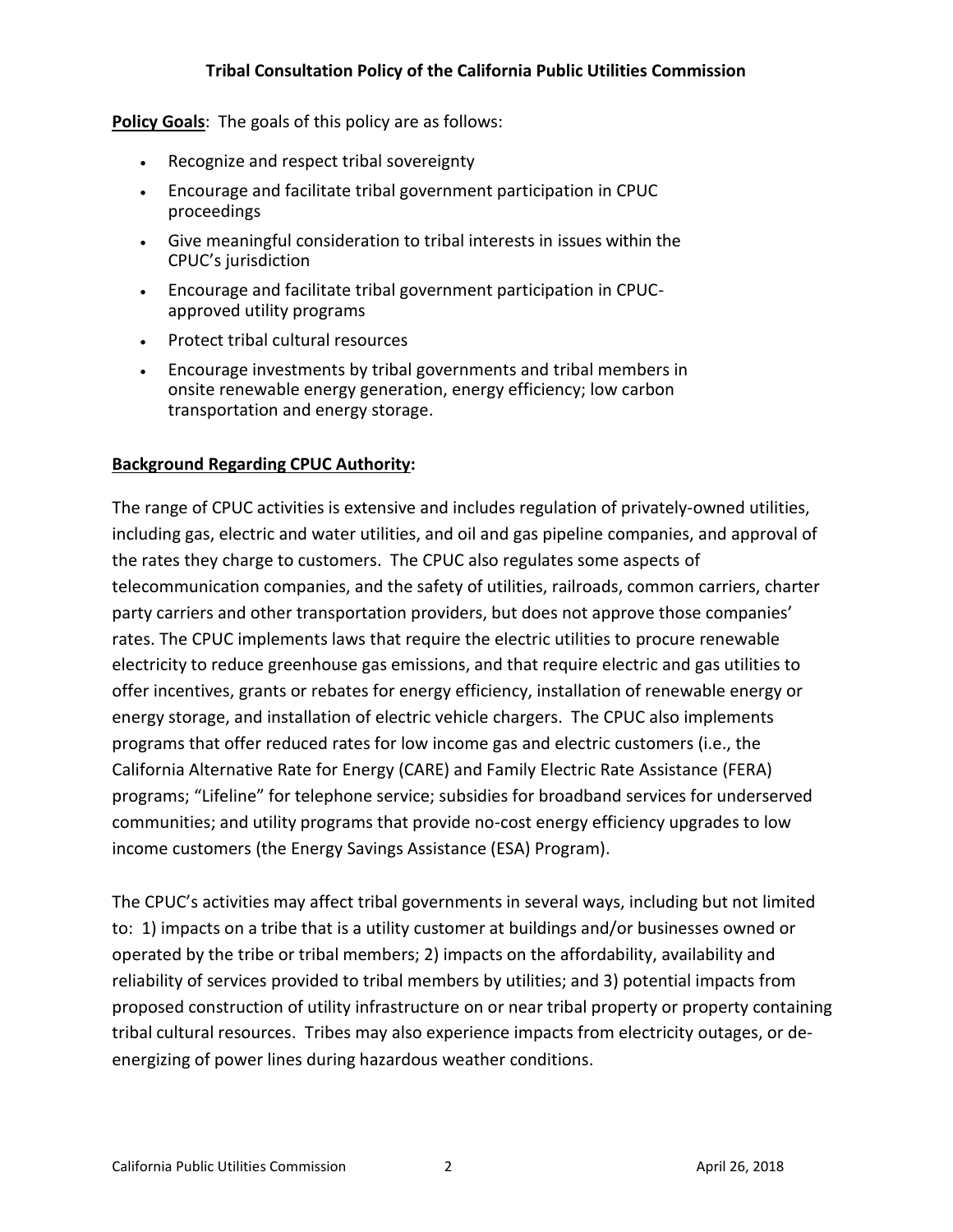**Tribal Consultation Policy of the California Public Utilities Commission**

**Policy Goals**: The goals of this policy are as follows:

- Recognize and respect tribal sovereignty
- Encourage and facilitate tribal government participation in CPUC proceedings
- Give meaningful consideration to tribal interests in issues within the CPUC's jurisdiction
- Encourage and facilitate tribal government participation in CPUC-approved utility programs
- Protect tribal cultural resources
- Encourage investments by tribal governments and tribal members in onsite renewable energy generation, energy efficiency; low carbon transportation and energy storage.

**Background Regarding CPUC Authority:**

The range of CPUC activities is extensive and includes regulation of privately-owned utilities, including gas, electric and water utilities, and oil and gas pipeline companies, and approval of the rates they charge to customers. The CPUC also regulates some aspects of telecommunication companies, and the safety of utilities, railroads, common carriers, charter party carriers and other transportation providers, but does not approve those companies' rates. The CPUC implements laws that require the electric utilities to procure renewable electricity to reduce greenhouse gas emissions, and that require electric and gas utilities to offer incentives, grants or rebates for energy efficiency, installation of renewable energy or energy storage, and installation of electric vehicle chargers. The CPUC also implements programs that offer reduced rates for low income gas and electric customers (i.e., the California Alternative Rate for Energy (CARE) and Family Electric Rate Assistance (FERA) programs; "Lifeline" for telephone service; subsidies for broadband services for underserved communities; and utility programs that provide no-cost energy efficiency upgrades to low income customers (the Energy Savings Assistance (ESA) Program).

The CPUC's activities may affect tribal governments in several ways, including but not limited to: 1) impacts on a tribe that is a utility customer at buildings and/or businesses owned or operated by the tribe or tribal members; 2) impacts on the affordability, availability and reliability of services provided to tribal members by utilities; and 3) potential impacts from proposed construction of utility infrastructure on or near tribal property or property containing tribal cultural resources. Tribes may also experience impacts from electricity outages, or de-energizing of power lines during hazardous weather conditions.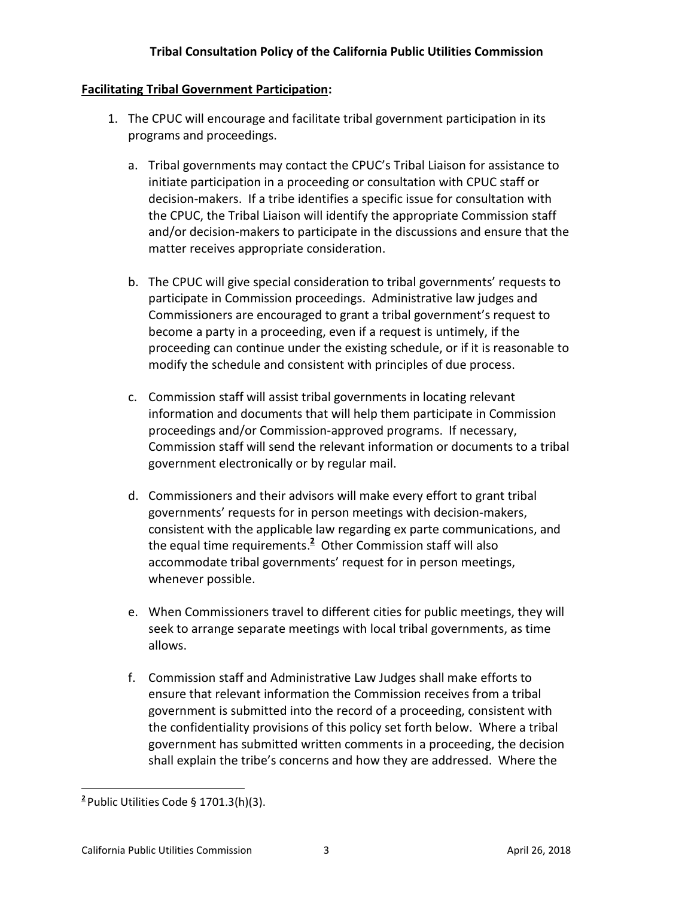**Tribal Consultation Policy of the California Public Utilities Commission**

**Facilitating Tribal Government Participation:**

1. The CPUC will encourage and facilitate tribal government participation in its programs and proceedings.

   a. Tribal governments may contact the CPUC's Tribal Liaison for assistance to initiate participation in a proceeding or consultation with CPUC staff or decision-makers. If a tribe identifies a specific issue for consultation with the CPUC, the Tribal Liaison will identify the appropriate Commission staff and/or decision-makers to participate in the discussions and ensure that the matter receives appropriate consideration.

   b. The CPUC will give special consideration to tribal governments' requests to participate in Commission proceedings. Administrative law judges and Commissioners are encouraged to grant a tribal government's request to become a party in a proceeding, even if a request is untimely, if the proceeding can continue under the existing schedule, or if it is reasonable to modify the schedule and consistent with principles of due process.

   c. Commission staff will assist tribal governments in locating relevant information and documents that will help them participate in Commission proceedings and/or Commission-approved programs. If necessary, Commission staff will send the relevant information or documents to a tribal government electronically or by regular mail.

   d. Commissioners and their advisors will make every effort to grant tribal governments' requests for in person meetings with decision-makers, consistent with the applicable law regarding ex parte communications, and the equal time requirements.[2] Other Commission staff will also accommodate tribal governments' request for in person meetings, whenever possible.

   e. When Commissioners travel to different cities for public meetings, they will seek to arrange separate meetings with local tribal governments, as time allows.

   f. Commission staff and Administrative Law Judges shall make efforts to ensure that relevant information the Commission receives from a tribal government is submitted into the record of a proceeding, consistent with the confidentiality provisions of this policy set forth below. Where a tribal government has submitted written comments in a proceeding, the decision shall explain the tribe's concerns and how they are addressed. Where the

[2] Public Utilities Code § 1701.3(h)(3).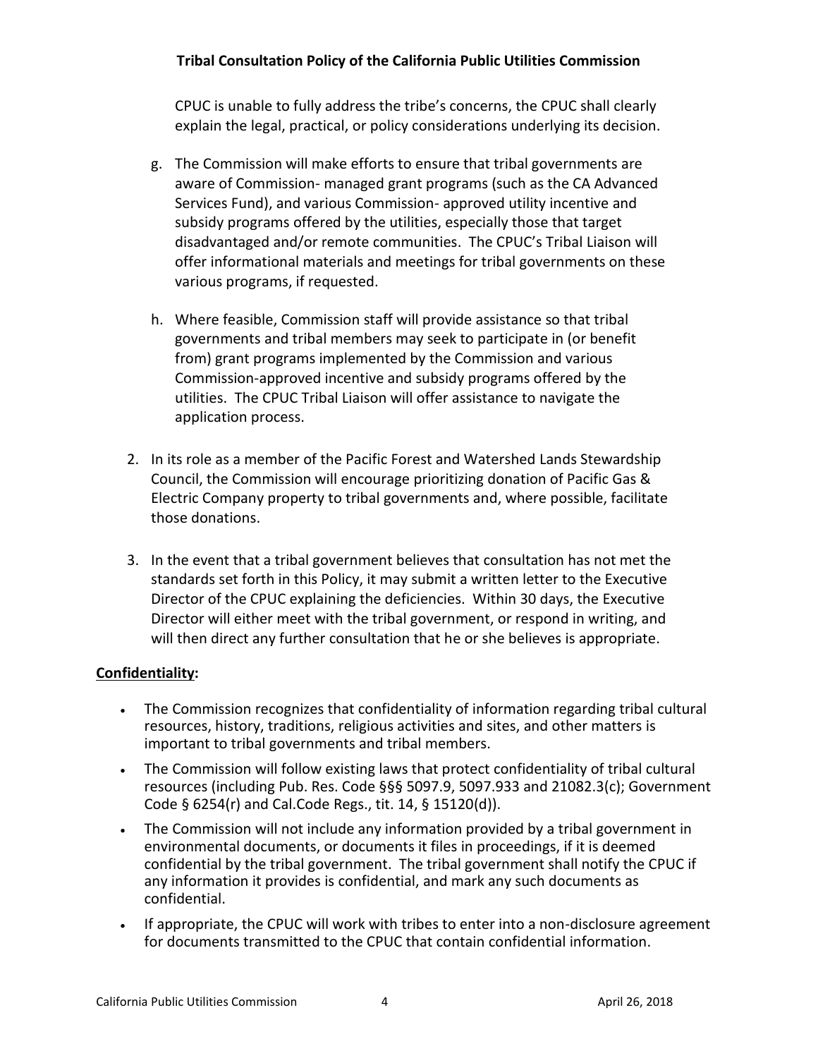CPUC is unable to fully address the tribe's concerns, the CPUC shall clearly explain the legal, practical, or policy considerations underlying its decision.

g. The Commission will make efforts to ensure that tribal governments are aware of Commission- managed grant programs (such as the CA Advanced Services Fund), and various Commission- approved utility incentive and subsidy programs offered by the utilities, especially those that target disadvantaged and/or remote communities. The CPUC's Tribal Liaison will offer informational materials and meetings for tribal governments on these various programs, if requested.

h. Where feasible, Commission staff will provide assistance so that tribal governments and tribal members may seek to participate in (or benefit from) grant programs implemented by the Commission and various Commission-approved incentive and subsidy programs offered by the utilities. The CPUC Tribal Liaison will offer assistance to navigate the application process.

2. In its role as a member of the Pacific Forest and Watershed Lands Stewardship Council, the Commission will encourage prioritizing donation of Pacific Gas & Electric Company property to tribal governments and, where possible, facilitate those donations.

3. In the event that a tribal government believes that consultation has not met the standards set forth in this Policy, it may submit a written letter to the Executive Director of the CPUC explaining the deficiencies. Within 30 days, the Executive Director will either meet with the tribal government, or respond in writing, and will then direct any further consultation that he or she believes is appropriate.

**Confidentiality:**

- The Commission recognizes that confidentiality of information regarding tribal cultural resources, history, traditions, religious activities and sites, and other matters is important to tribal governments and tribal members.
- The Commission will follow existing laws that protect confidentiality of tribal cultural resources (including Pub. Res. Code §§§ 5097.9, 5097.933 and 21082.3(c); Government Code § 6254(r) and Cal.Code Regs., tit. 14, § 15120(d)).
- The Commission will not include any information provided by a tribal government in environmental documents, or documents it files in proceedings, if it is deemed confidential by the tribal government. The tribal government shall notify the CPUC if any information it provides is confidential, and mark any such documents as confidential.
- If appropriate, the CPUC will work with tribes to enter into a non-disclosure agreement for documents transmitted to the CPUC that contain confidential information.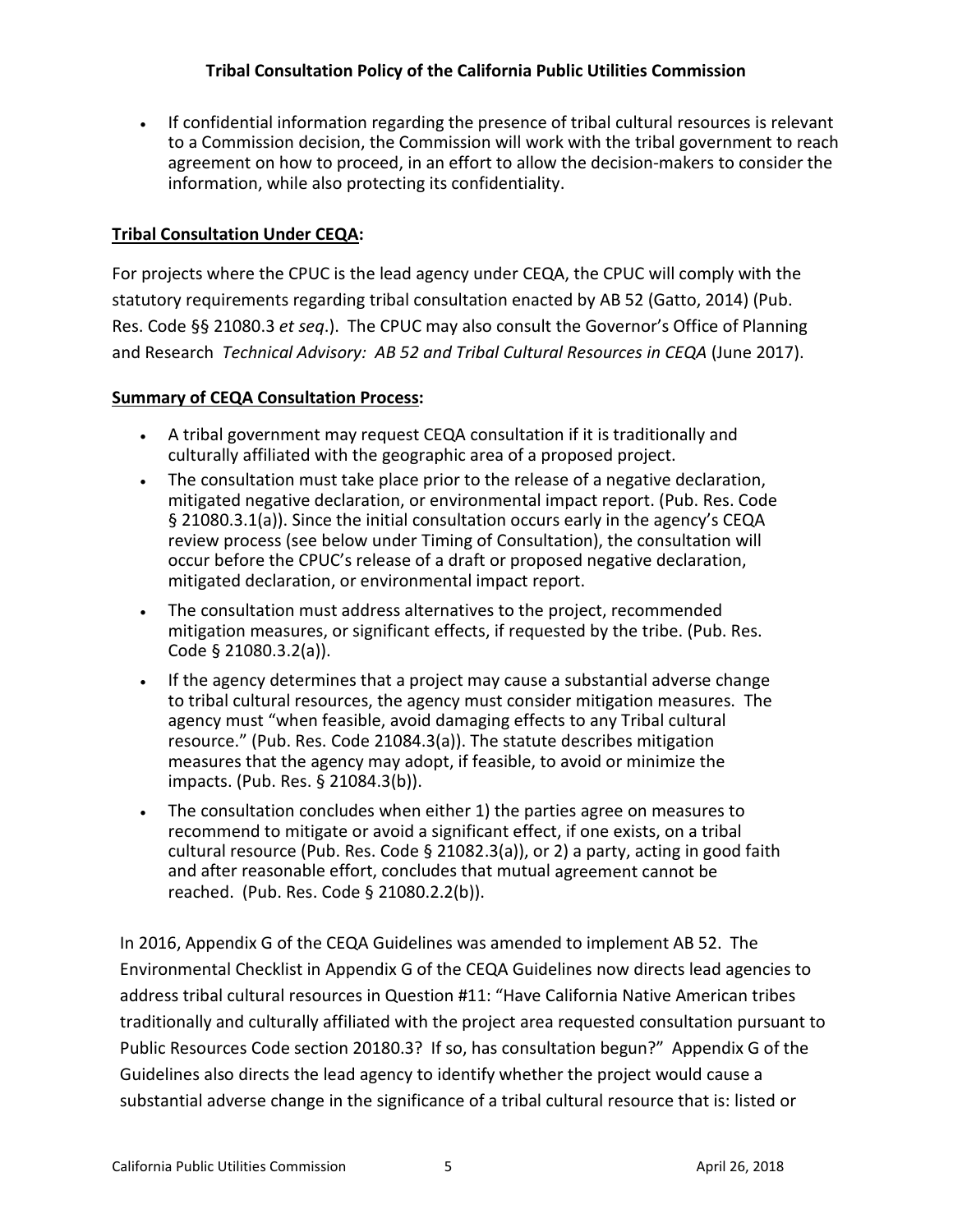- If confidential information regarding the presence of tribal cultural resources is relevant to a Commission decision, the Commission will work with the tribal government to reach agreement on how to proceed, in an effort to allow the decision-makers to consider the information, while also protecting its confidentiality.

**Tribal Consultation Under CEQA:**

For projects where the CPUC is the lead agency under CEQA, the CPUC will comply with the statutory requirements regarding tribal consultation enacted by AB 52 (Gatto, 2014) (Pub. Res. Code §§ 21080.3 *et seq*.). The CPUC may also consult the Governor's Office of Planning and Research *Technical Advisory: AB 52 and Tribal Cultural Resources in CEQA* (June 2017).

**Summary of CEQA Consultation Process:**

- A tribal government may request CEQA consultation if it is traditionally and culturally affiliated with the geographic area of a proposed project.
- The consultation must take place prior to the release of a negative declaration, mitigated negative declaration, or environmental impact report. (Pub. Res. Code § 21080.3.1(a)). Since the initial consultation occurs early in the agency's CEQA review process (see below under Timing of Consultation), the consultation will occur before the CPUC's release of a draft or proposed negative declaration, mitigated declaration, or environmental impact report.
- The consultation must address alternatives to the project, recommended mitigation measures, or significant effects, if requested by the tribe. (Pub. Res. Code § 21080.3.2(a)).
- If the agency determines that a project may cause a substantial adverse change to tribal cultural resources, the agency must consider mitigation measures. The agency must "when feasible, avoid damaging effects to any Tribal cultural resource." (Pub. Res. Code 21084.3(a)). The statute describes mitigation measures that the agency may adopt, if feasible, to avoid or minimize the impacts. (Pub. Res. § 21084.3(b)).
- The consultation concludes when either 1) the parties agree on measures to recommend to mitigate or avoid a significant effect, if one exists, on a tribal cultural resource (Pub. Res. Code § 21082.3(a)), or 2) a party, acting in good faith and after reasonable effort, concludes that mutual agreement cannot be reached. (Pub. Res. Code § 21080.2.2(b)).

In 2016, Appendix G of the CEQA Guidelines was amended to implement AB 52. The Environmental Checklist in Appendix G of the CEQA Guidelines now directs lead agencies to address tribal cultural resources in Question #11: "Have California Native American tribes traditionally and culturally affiliated with the project area requested consultation pursuant to Public Resources Code section 20180.3? If so, has consultation begun?" Appendix G of the Guidelines also directs the lead agency to identify whether the project would cause a substantial adverse change in the significance of a tribal cultural resource that is: listed or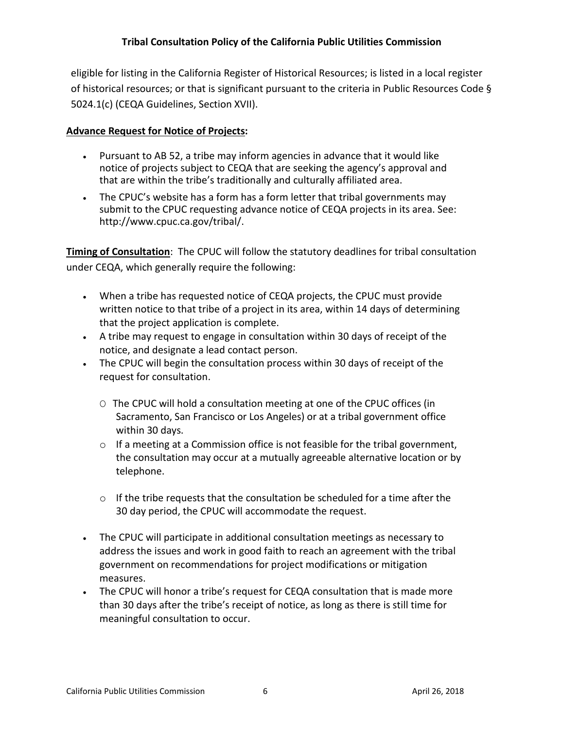eligible for listing in the California Register of Historical Resources; is listed in a local register of historical resources; or that is significant pursuant to the criteria in Public Resources Code § 5024.1(c) (CEQA Guidelines, Section XVII).

**Advance Request for Notice of Projects:**

- Pursuant to AB 52, a tribe may inform agencies in advance that it would like notice of projects subject to CEQA that are seeking the agency's approval and that are within the tribe's traditionally and culturally affiliated area.
- The CPUC's website has a form has a form letter that tribal governments may submit to the CPUC requesting advance notice of CEQA projects in its area. See: http://www.cpuc.ca.gov/tribal/.

**Timing of Consultation**: The CPUC will follow the statutory deadlines for tribal consultation under CEQA, which generally require the following:

- When a tribe has requested notice of CEQA projects, the CPUC must provide written notice to that tribe of a project in its area, within 14 days of determining that the project application is complete.
- A tribe may request to engage in consultation within 30 days of receipt of the notice, and designate a lead contact person.
- The CPUC will begin the consultation process within 30 days of receipt of the request for consultation.
  - The CPUC will hold a consultation meeting at one of the CPUC offices (in Sacramento, San Francisco or Los Angeles) or at a tribal government office within 30 days.
  - If a meeting at a Commission office is not feasible for the tribal government, the consultation may occur at a mutually agreeable alternative location or by telephone.
  - If the tribe requests that the consultation be scheduled for a time after the 30 day period, the CPUC will accommodate the request.
- The CPUC will participate in additional consultation meetings as necessary to address the issues and work in good faith to reach an agreement with the tribal government on recommendations for project modifications or mitigation measures.
- The CPUC will honor a tribe's request for CEQA consultation that is made more than 30 days after the tribe's receipt of notice, as long as there is still time for meaningful consultation to occur.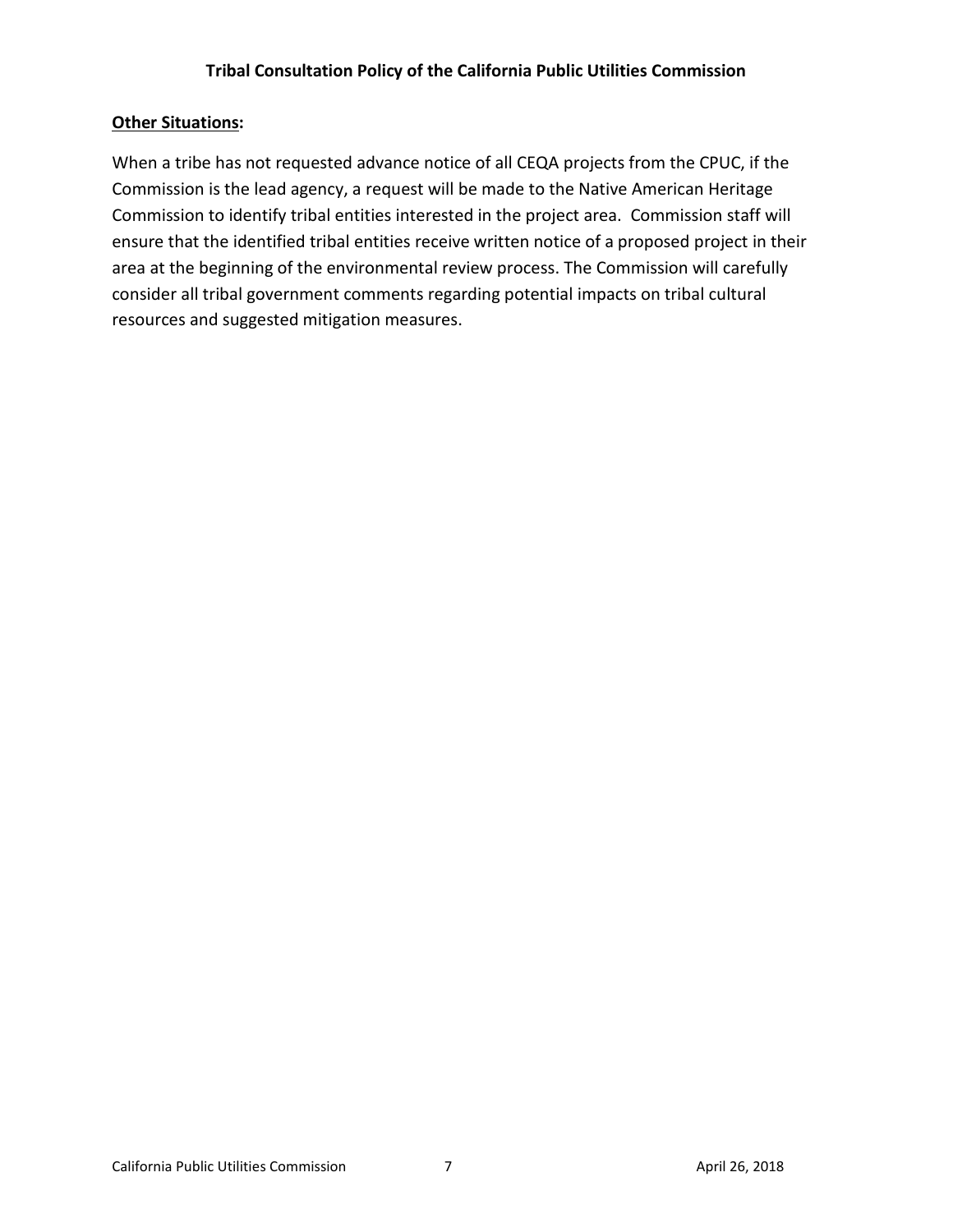**Other Situations:**

When a tribe has not requested advance notice of all CEQA projects from the CPUC, if the Commission is the lead agency, a request will be made to the Native American Heritage Commission to identify tribal entities interested in the project area. Commission staff will ensure that the identified tribal entities receive written notice of a proposed project in their area at the beginning of the environmental review process. The Commission will carefully consider all tribal government comments regarding potential impacts on tribal cultural resources and suggested mitigation measures.